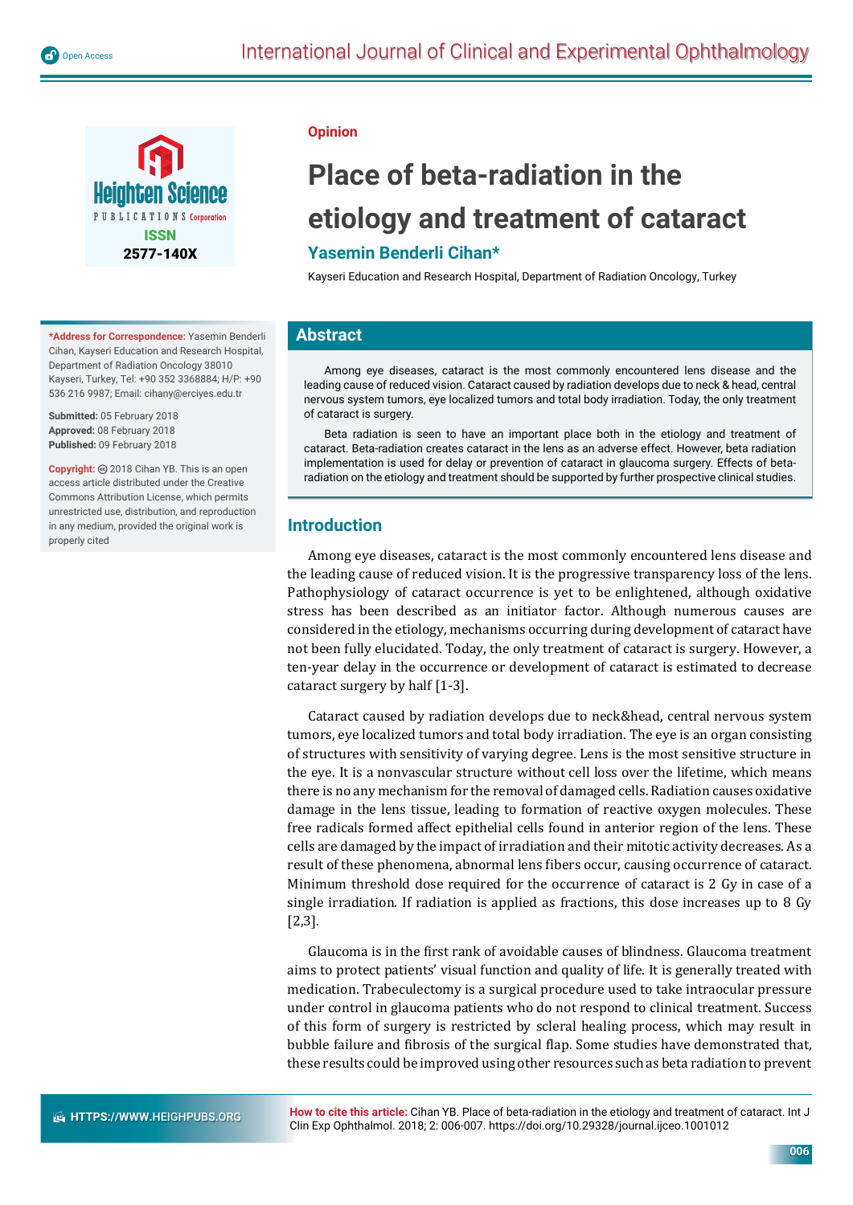Opinion

# Place of beta-radiation in the etiology and treatment of cataract

**Yasemin Benderli Cihan***

Kayseri Education and Research Hospital, Department of Radiation Oncology, Turkey

**\*Address for Correspondence:** Yasemin Benderli Cihan, Kayseri Education and Research Hospital, Department of Radiation Oncology 38010 Kayseri, Turkey, Tel: +90 352 3368884; H/P: +90 536 216 9987; Email: cihany@erciyes.edu.tr

**Submitted:** 05 February 2018
**Approved:** 08 February 2018
**Published:** 09 February 2018

**Copyright:** © 2018 Cihan YB. This is an open access article distributed under the Creative Commons Attribution License, which permits unrestricted use, distribution, and reproduction in any medium, provided the original work is properly cited

**How to cite this article:** Cihan YB. Place of beta-radiation in the etiology and treatment of cataract. Int J Clin Exp Ophthalmol. 2018; 2: 006-007. https://doi.org/10.29328/journal.ijceo.1001012

## Abstract

Among eye diseases, cataract is the most commonly encountered lens disease and the leading cause of reduced vision. Cataract caused by radiation develops due to neck & head, central nervous system tumors, eye localized tumors and total body irradiation. Today, the only treatment of cataract is surgery.

Beta radiation is seen to have an important place both in the etiology and treatment of cataract. Beta-radiation creates cataract in the lens as an adverse effect. However, beta radiation implementation is used for delay or prevention of cataract in glaucoma surgery. Effects of beta-radiation on the etiology and treatment should be supported by further prospective clinical studies.

## Introduction

Among eye diseases, cataract is the most commonly encountered lens disease and the leading cause of reduced vision. It is the progressive transparency loss of the lens. Pathophysiology of cataract occurrence is yet to be enlightened, although oxidative stress has been described as an initiator factor. Although numerous causes are considered in the etiology, mechanisms occurring during development of cataract have not been fully elucidated. Today, the only treatment of cataract is surgery. However, a ten-year delay in the occurrence or development of cataract is estimated to decrease cataract surgery by half [1-3].

Cataract caused by radiation develops due to neck&head, central nervous system tumors, eye localized tumors and total body irradiation. The eye is an organ consisting of structures with sensitivity of varying degree. Lens is the most sensitive structure in the eye. It is a nonvascular structure without cell loss over the lifetime, which means there is no any mechanism for the removal of damaged cells. Radiation causes oxidative damage in the lens tissue, leading to formation of reactive oxygen molecules. These free radicals formed affect epithelial cells found in anterior region of the lens. These cells are damaged by the impact of irradiation and their mitotic activity decreases. As a result of these phenomena, abnormal lens fibers occur, causing occurrence of cataract. Minimum threshold dose required for the occurrence of cataract is 2 Gy in case of a single irradiation. If radiation is applied as fractions, this dose increases up to 8 Gy [2,3].

Glaucoma is in the first rank of avoidable causes of blindness. Glaucoma treatment aims to protect patients' visual function and quality of life. It is generally treated with medication. Trabeculectomy is a surgical procedure used to take intraocular pressure under control in glaucoma patients who do not respond to clinical treatment. Success of this form of surgery is restricted by scleral healing process, which may result in bubble failure and fibrosis of the surgical flap. Some studies have demonstrated that, these results could be improved using other resources such as beta radiation to prevent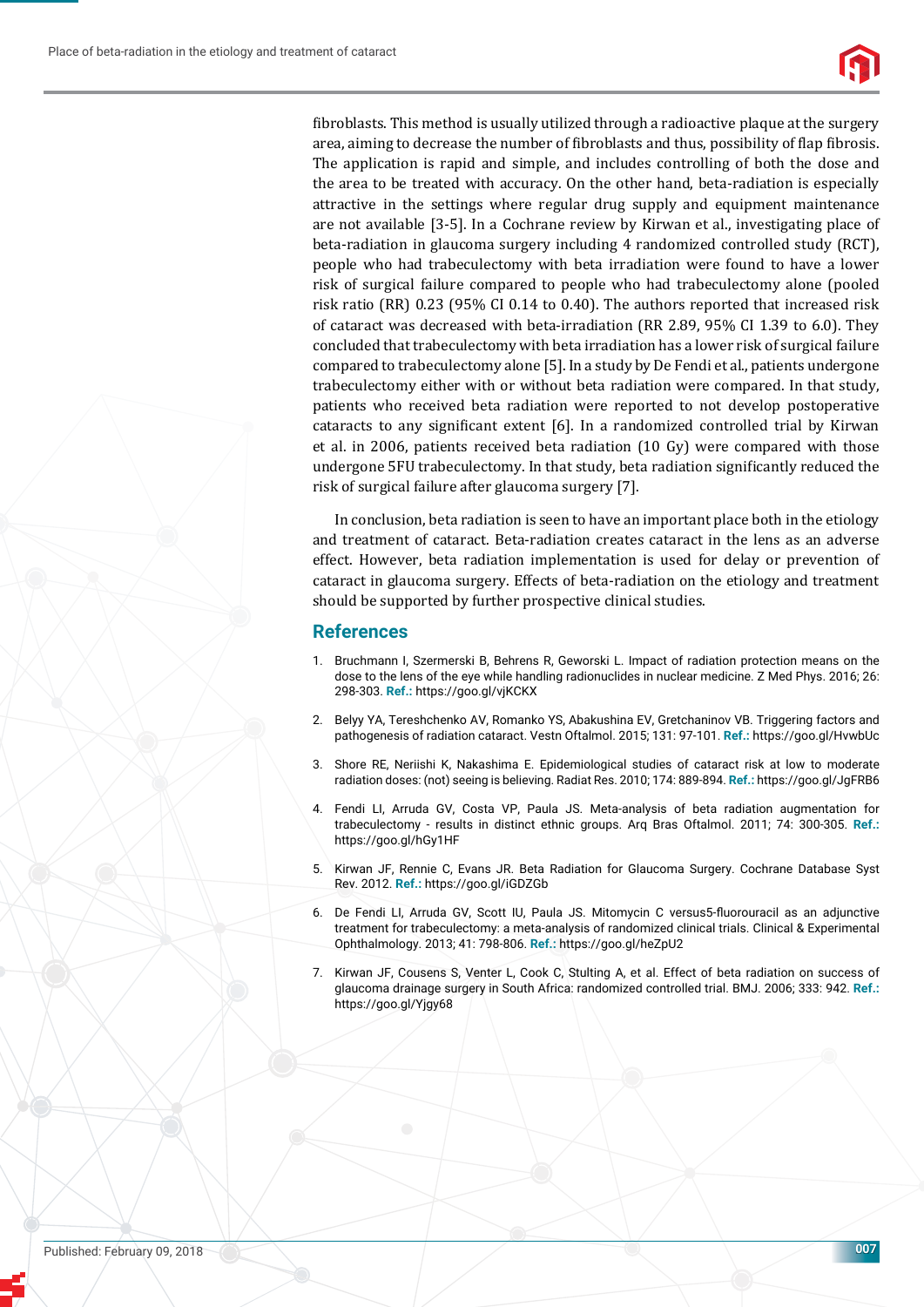fibroblasts. This method is usually utilized through a radioactive plaque at the surgery area, aiming to decrease the number of fibroblasts and thus, possibility of flap fibrosis. The application is rapid and simple, and includes controlling of both the dose and the area to be treated with accuracy. On the other hand, beta-radiation is especially attractive in the settings where regular drug supply and equipment maintenance are not available [3-5]. In a Cochrane review by Kirwan et al., investigating place of beta-radiation in glaucoma surgery including 4 randomized controlled study (RCT), people who had trabeculectomy with beta irradiation were found to have a lower risk of surgical failure compared to people who had trabeculectomy alone (pooled risk ratio (RR) 0.23 (95% CI 0.14 to 0.40). The authors reported that increased risk of cataract was decreased with beta-irradiation (RR 2.89, 95% CI 1.39 to 6.0). They concluded that trabeculectomy with beta irradiation has a lower risk of surgical failure compared to trabeculectomy alone [5]. In a study by De Fendi et al., patients undergone trabeculectomy either with or without beta radiation were compared. In that study, patients who received beta radiation were reported to not develop postoperative cataracts to any significant extent [6]. In a randomized controlled trial by Kirwan et al. in 2006, patients received beta radiation (10 Gy) were compared with those undergone 5FU trabeculectomy. In that study, beta radiation significantly reduced the risk of surgical failure after glaucoma surgery [7].

In conclusion, beta radiation is seen to have an important place both in the etiology and treatment of cataract. Beta-radiation creates cataract in the lens as an adverse effect. However, beta radiation implementation is used for delay or prevention of cataract in glaucoma surgery. Effects of beta-radiation on the etiology and treatment should be supported by further prospective clinical studies.

## References

1. Bruchmann I, Szermerski B, Behrens R, Geworski L. Impact of radiation protection means on the dose to the lens of the eye while handling radionuclides in nuclear medicine. Z Med Phys. 2016; 26: 298-303. **Ref.:** https://goo.gl/vjKCKX
2. Belyy YA, Tereshchenko AV, Romanko YS, Abakushina EV, Gretchaninov VB. Triggering factors and pathogenesis of radiation cataract. Vestn Oftalmol. 2015; 131: 97-101. **Ref.:** https://goo.gl/HvwbUc
3. Shore RE, Neriishi K, Nakashima E. Epidemiological studies of cataract risk at low to moderate radiation doses: (not) seeing is believing. Radiat Res. 2010; 174: 889-894. **Ref.:** https://goo.gl/JgFRB6
4. Fendi LI, Arruda GV, Costa VP, Paula JS. Meta-analysis of beta radiation augmentation for trabeculectomy - results in distinct ethnic groups. Arq Bras Oftalmol. 2011; 74: 300-305. **Ref.:** https://goo.gl/hGy1HF
5. Kirwan JF, Rennie C, Evans JR. Beta Radiation for Glaucoma Surgery. Cochrane Database Syst Rev. 2012. **Ref.:** https://goo.gl/iGDZGb
6. De Fendi LI, Arruda GV, Scott IU, Paula JS. Mitomycin C versus5-fluorouracil as an adjunctive treatment for trabeculectomy: a meta-analysis of randomized clinical trials. Clinical & Experimental Ophthalmology. 2013; 41: 798-806. **Ref.:** https://goo.gl/heZpU2
7. Kirwan JF, Cousens S, Venter L, Cook C, Stulting A, et al. Effect of beta radiation on success of glaucoma drainage surgery in South Africa: randomized controlled trial. BMJ. 2006; 333: 942. **Ref.:** https://goo.gl/Yjgy68